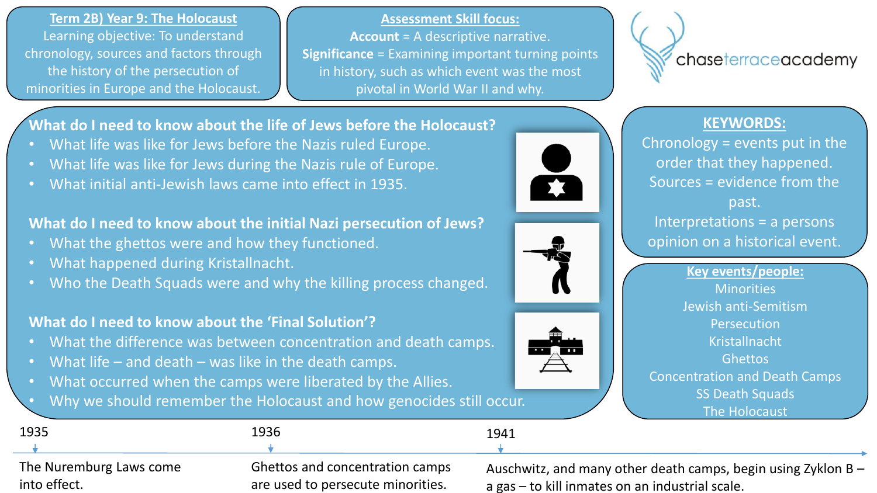## Term 2B) Year 9: The Holocaust

Learning objective: To understand chronology, sources and factors through the history of the persecution of minorities in Europe and the Holocaust.

## Assessment Skill focus:

**Account** = A descriptive narrative.
**Significance** = Examining important turning points in history, such as which event was the most pivotal in World War II and why.

chaseterraceacademy

### What do I need to know about the life of Jews before the Holocaust?

- What life was like for Jews before the Nazis ruled Europe.
- What life was like for Jews during the Nazis rule of Europe.
- What initial anti-Jewish laws came into effect in 1935.

### What do I need to know about the initial Nazi persecution of Jews?

- What the ghettos were and how they functioned.
- What happened during Kristallnacht.
- Who the Death Squads were and why the killing process changed.

### What do I need to know about the 'Final Solution'?

- What the difference was between concentration and death camps.
- What life – and death – was like in the death camps.
- What occurred when the camps were liberated by the Allies.
- Why we should remember the Holocaust and how genocides still occur.

## KEYWORDS:

Chronology = events put in the order that they happened.
Sources = evidence from the past.
Interpretations = a persons opinion on a historical event.

## Key events/people:

Minorities
Jewish anti-Semitism
Persecution
Kristallnacht
Ghettos
Concentration and Death Camps
SS Death Squads
The Holocaust

## Timeline

- **1935** – The Nuremburg Laws come into effect.
- **1936** – Ghettos and concentration camps are used to persecute minorities.
- **1941** – Auschwitz, and many other death camps, begin using Zyklon B – a gas – to kill inmates on an industrial scale.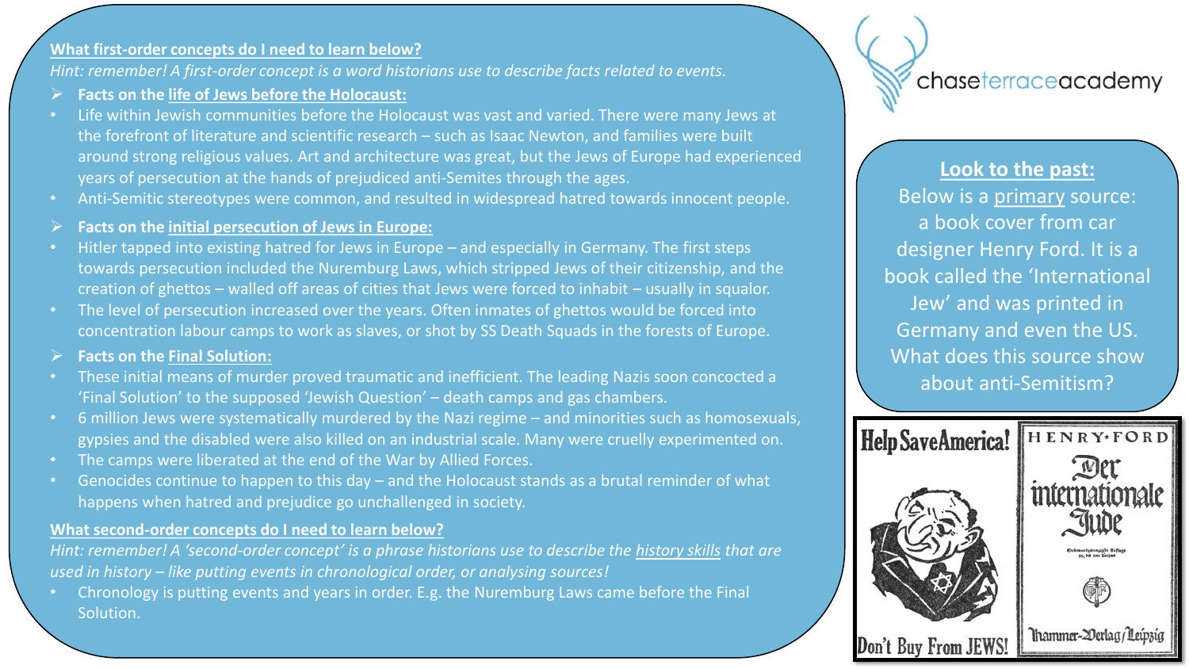**What first-order concepts do I need to learn below?**

*Hint: remember! A first-order concept is a word historians use to describe facts related to events.*

- **Facts on the life of Jews before the Holocaust:**
- Life within Jewish communities before the Holocaust was vast and varied. There were many Jews at the forefront of literature and scientific research – such as Isaac Newton, and families were built around strong religious values. Art and architecture was great, but the Jews of Europe had experienced years of persecution at the hands of prejudiced anti-Semites through the ages.
- Anti-Semitic stereotypes were common, and resulted in widespread hatred towards innocent people.

- **Facts on the initial persecution of Jews in Europe:**
- Hitler tapped into existing hatred for Jews in Europe – and especially in Germany. The first steps towards persecution included the Nuremburg Laws, which stripped Jews of their citizenship, and the creation of ghettos – walled off areas of cities that Jews were forced to inhabit – usually in squalor.
- The level of persecution increased over the years. Often inmates of ghettos would be forced into concentration labour camps to work as slaves, or shot by SS Death Squads in the forests of Europe.

- **Facts on the Final Solution:**
- These initial means of murder proved traumatic and inefficient. The leading Nazis soon concocted a 'Final Solution' to the supposed 'Jewish Question' – death camps and gas chambers.
- 6 million Jews were systematically murdered by the Nazi regime – and minorities such as homosexuals, gypsies and the disabled were also killed on an industrial scale. Many were cruelly experimented on.
- The camps were liberated at the end of the War by Allied Forces.
- Genocides continue to happen to this day – and the Holocaust stands as a brutal reminder of what happens when hatred and prejudice go unchallenged in society.

**What second-order concepts do I need to learn below?**

*Hint: remember! A 'second-order concept' is a phrase historians use to describe the history skills that are used in history – like putting events in chronological order, or analysing sources!*

- Chronology is putting events and years in order. E.g. the Nuremburg Laws came before the Final Solution.

chaseterraceacademy

**Look to the past:**

Below is a primary source: a book cover from car designer Henry Ford. It is a book called the 'International Jew' and was printed in Germany and even the US. What does this source show about anti-Semitism?

Help Save America!

Don't Buy From JEWS!

HENRY·FORD

Der internationale Jude

Hammer-Verlag/Leipzig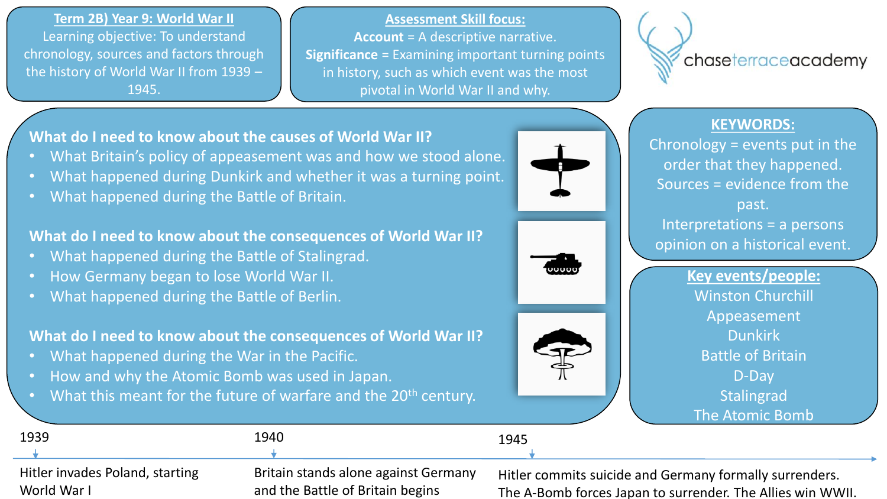## Term 2B) Year 9: World War II

Learning objective: To understand chronology, sources and factors through the history of World War II from 1939 – 1945.

## Assessment Skill focus:

**Account** = A descriptive narrative.

**Significance** = Examining important turning points in history, such as which event was the most pivotal in World War II and why.

chaseterraceacademy

### What do I need to know about the causes of World War II?

- What Britain's policy of appeasement was and how we stood alone.
- What happened during Dunkirk and whether it was a turning point.
- What happened during the Battle of Britain.

### What do I need to know about the consequences of World War II?

- What happened during the Battle of Stalingrad.
- How Germany began to lose World War II.
- What happened during the Battle of Berlin.

### What do I need to know about the consequences of World War II?

- What happened during the War in the Pacific.
- How and why the Atomic Bomb was used in Japan.
- What this meant for the future of warfare and the 20th century.

## KEYWORDS:

Chronology = events put in the order that they happened.

Sources = evidence from the past.

Interpretations = a persons opinion on a historical event.

## Key events/people:

Winston Churchill
Appeasement
Dunkirk
Battle of Britain
D-Day
Stalingrad
The Atomic Bomb

## Timeline

| 1939 | 1940 | 1945 |
| --- | --- | --- |
| Hitler invades Poland, starting World War I | Britain stands alone against Germany and the Battle of Britain begins | Hitler commits suicide and Germany formally surrenders. The A-Bomb forces Japan to surrender. The Allies win WWII. |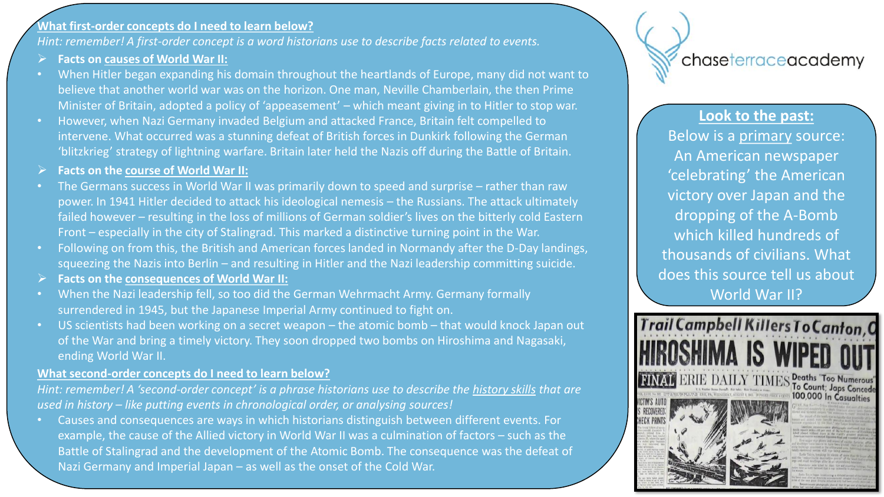**What first-order concepts do I need to learn below?**

*Hint: remember! A first-order concept is a word historians use to describe facts related to events.*

- **Facts on causes of World War II:**
  - When Hitler began expanding his domain throughout the heartlands of Europe, many did not want to believe that another world war was on the horizon. One man, Neville Chamberlain, the then Prime Minister of Britain, adopted a policy of 'appeasement' – which meant giving in to Hitler to stop war.
  - However, when Nazi Germany invaded Belgium and attacked France, Britain felt compelled to intervene. What occurred was a stunning defeat of British forces in Dunkirk following the German 'blitzkrieg' strategy of lightning warfare. Britain later held the Nazis off during the Battle of Britain.
- **Facts on the course of World War II:**
  - The Germans success in World War II was primarily down to speed and surprise – rather than raw power. In 1941 Hitler decided to attack his ideological nemesis – the Russians. The attack ultimately failed however – resulting in the loss of millions of German soldier's lives on the bitterly cold Eastern Front – especially in the city of Stalingrad. This marked a distinctive turning point in the War.
  - Following on from this, the British and American forces landed in Normandy after the D-Day landings, squeezing the Nazis into Berlin – and resulting in Hitler and the Nazi leadership committing suicide.
- **Facts on the consequences of World War II:**
  - When the Nazi leadership fell, so too did the German Wehrmacht Army. Germany formally surrendered in 1945, but the Japanese Imperial Army continued to fight on.
  - US scientists had been working on a secret weapon – the atomic bomb – that would knock Japan out of the War and bring a timely victory. They soon dropped two bombs on Hiroshima and Nagasaki, ending World War II.

**What second-order concepts do I need to learn below?**

*Hint: remember! A 'second-order concept' is a phrase historians use to describe the history skills that are used in history – like putting events in chronological order, or analysing sources!*

- Causes and consequences are ways in which historians distinguish between different events. For example, the cause of the Allied victory in World War II was a culmination of factors – such as the Battle of Stalingrad and the development of the Atomic Bomb. The consequence was the defeat of Nazi Germany and Imperial Japan – as well as the onset of the Cold War.

chaseterraceacademy

**Look to the past:**

Below is a primary source: An American newspaper 'celebrating' the American victory over Japan and the dropping of the A-Bomb which killed hundreds of thousands of civilians. What does this source tell us about World War II?

Trail Campbell Killers To Canton, O

HIROSHIMA IS WIPED OUT

FINAL ERIE DAILY TIMES

Deaths "Too Numerous" To Count; Japs Concede 100,000 In Casualties